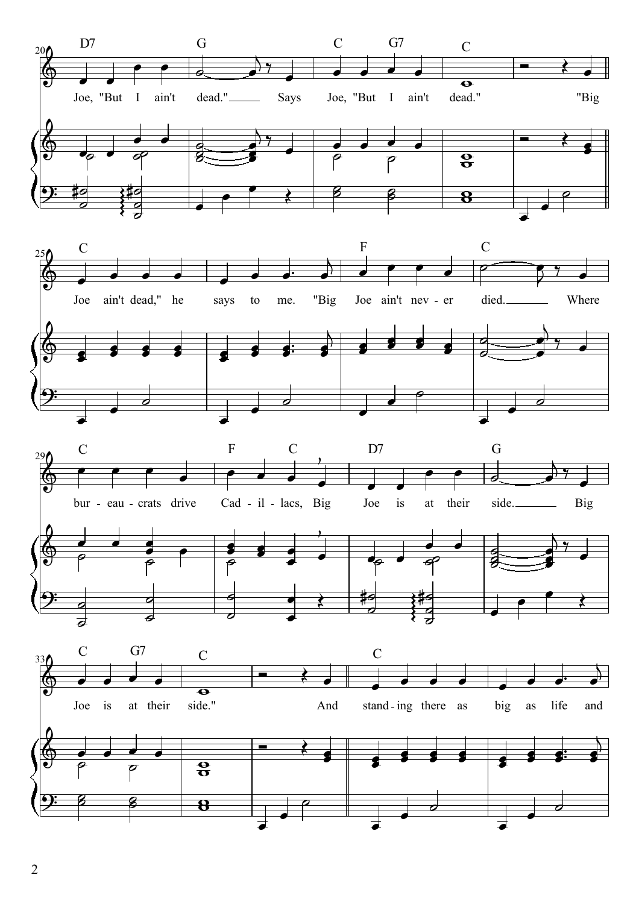20 — D7 G C G7 C

Joe, "But I ain't dead." Says Joe, "But I ain't dead." "Big

25 — C F C

Joe ain't dead," he says to me. "Big Joe ain't nev - er died. Where

29 — C F C D7 G

bur - eau - crats drive Cad - il - lacs, Big Joe is at their side. Big

33 — C G7 C C

Joe is at their side." And stand - ing there as big as life and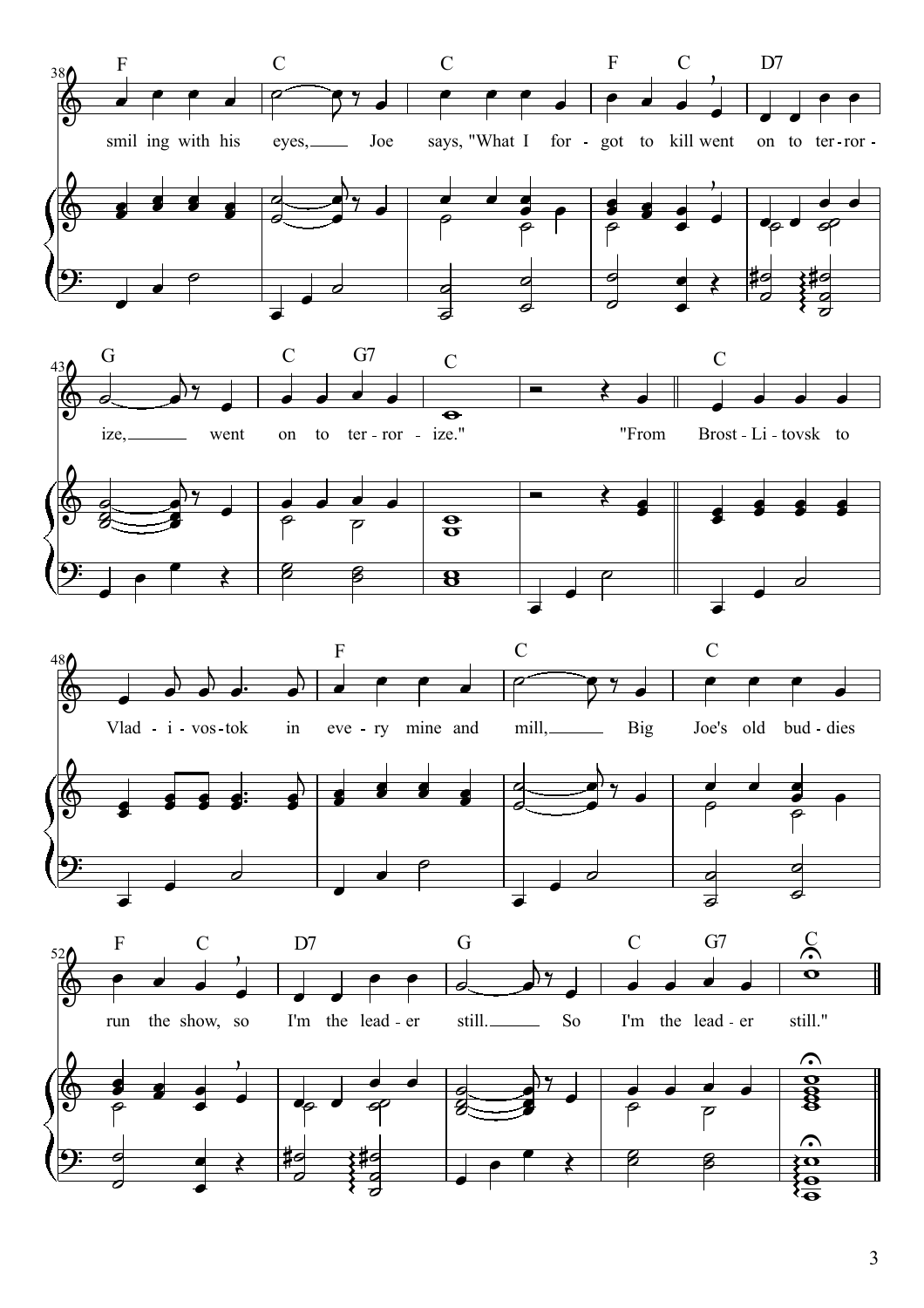smiling with his eyes, Joe says, "What I forgot to kill went on to terrorize,

went on to terrorize." "From Brost-Litovsk to

Vladivostok in every mine and mill, Big Joe's old buddies

run the show, so I'm the leader still. So I'm the leader still."